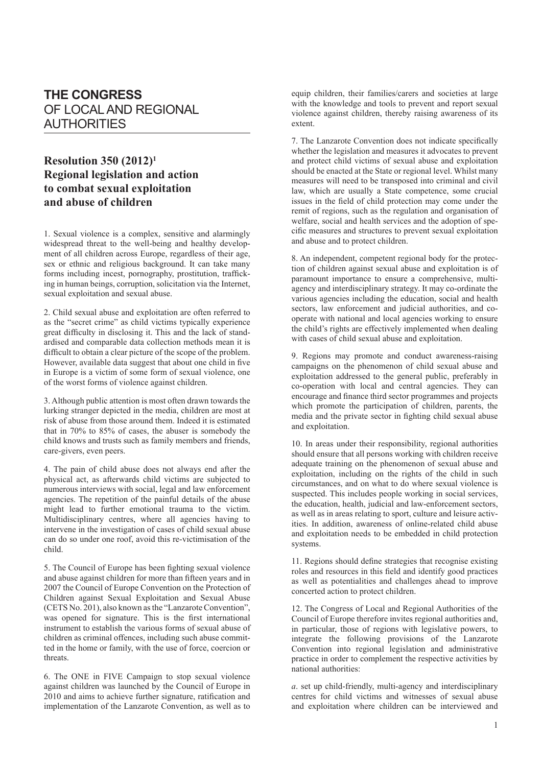# THE CONGRESS OF LOCAL AND REGIONAL AUTHORITIES

## Resolution 350 (2012)[1] Regional legislation and action to combat sexual exploitation and abuse of children

1. Sexual violence is a complex, sensitive and alarmingly widespread threat to the well-being and healthy development of all children across Europe, regardless of their age, sex or ethnic and religious background. It can take many forms including incest, pornography, prostitution, trafficking in human beings, corruption, solicitation via the Internet, sexual exploitation and sexual abuse.

2. Child sexual abuse and exploitation are often referred to as the "secret crime" as child victims typically experience great difficulty in disclosing it. This and the lack of standardised and comparable data collection methods mean it is difficult to obtain a clear picture of the scope of the problem. However, available data suggest that about one child in five in Europe is a victim of some form of sexual violence, one of the worst forms of violence against children.

3. Although public attention is most often drawn towards the lurking stranger depicted in the media, children are most at risk of abuse from those around them. Indeed it is estimated that in 70% to 85% of cases, the abuser is somebody the child knows and trusts such as family members and friends, care-givers, even peers.

4. The pain of child abuse does not always end after the physical act, as afterwards child victims are subjected to numerous interviews with social, legal and law enforcement agencies. The repetition of the painful details of the abuse might lead to further emotional trauma to the victim. Multidisciplinary centres, where all agencies having to intervene in the investigation of cases of child sexual abuse can do so under one roof, avoid this re-victimisation of the child.

5. The Council of Europe has been fighting sexual violence and abuse against children for more than fifteen years and in 2007 the Council of Europe Convention on the Protection of Children against Sexual Exploitation and Sexual Abuse (CETS No. 201), also known as the "Lanzarote Convention", was opened for signature. This is the first international instrument to establish the various forms of sexual abuse of children as criminal offences, including such abuse committed in the home or family, with the use of force, coercion or threats.

6. The ONE in FIVE Campaign to stop sexual violence against children was launched by the Council of Europe in 2010 and aims to achieve further signature, ratification and implementation of the Lanzarote Convention, as well as to equip children, their families/carers and societies at large with the knowledge and tools to prevent and report sexual violence against children, thereby raising awareness of its extent.

7. The Lanzarote Convention does not indicate specifically whether the legislation and measures it advocates to prevent and protect child victims of sexual abuse and exploitation should be enacted at the State or regional level. Whilst many measures will need to be transposed into criminal and civil law, which are usually a State competence, some crucial issues in the field of child protection may come under the remit of regions, such as the regulation and organisation of welfare, social and health services and the adoption of specific measures and structures to prevent sexual exploitation and abuse and to protect children.

8. An independent, competent regional body for the protection of children against sexual abuse and exploitation is of paramount importance to ensure a comprehensive, multi-agency and interdisciplinary strategy. It may co-ordinate the various agencies including the education, social and health sectors, law enforcement and judicial authorities, and co-operate with national and local agencies working to ensure the child's rights are effectively implemented when dealing with cases of child sexual abuse and exploitation.

9. Regions may promote and conduct awareness-raising campaigns on the phenomenon of child sexual abuse and exploitation addressed to the general public, preferably in co-operation with local and central agencies. They can encourage and finance third sector programmes and projects which promote the participation of children, parents, the media and the private sector in fighting child sexual abuse and exploitation.

10. In areas under their responsibility, regional authorities should ensure that all persons working with children receive adequate training on the phenomenon of sexual abuse and exploitation, including on the rights of the child in such circumstances, and on what to do where sexual violence is suspected. This includes people working in social services, the education, health, judicial and law-enforcement sectors, as well as in areas relating to sport, culture and leisure activities. In addition, awareness of online-related child abuse and exploitation needs to be embedded in child protection systems.

11. Regions should define strategies that recognise existing roles and resources in this field and identify good practices as well as potentialities and challenges ahead to improve concerted action to protect children.

12. The Congress of Local and Regional Authorities of the Council of Europe therefore invites regional authorities and, in particular, those of regions with legislative powers, to integrate the following provisions of the Lanzarote Convention into regional legislation and administrative practice in order to complement the respective activities by national authorities:

*a*. set up child-friendly, multi-agency and interdisciplinary centres for child victims and witnesses of sexual abuse and exploitation where children can be interviewed and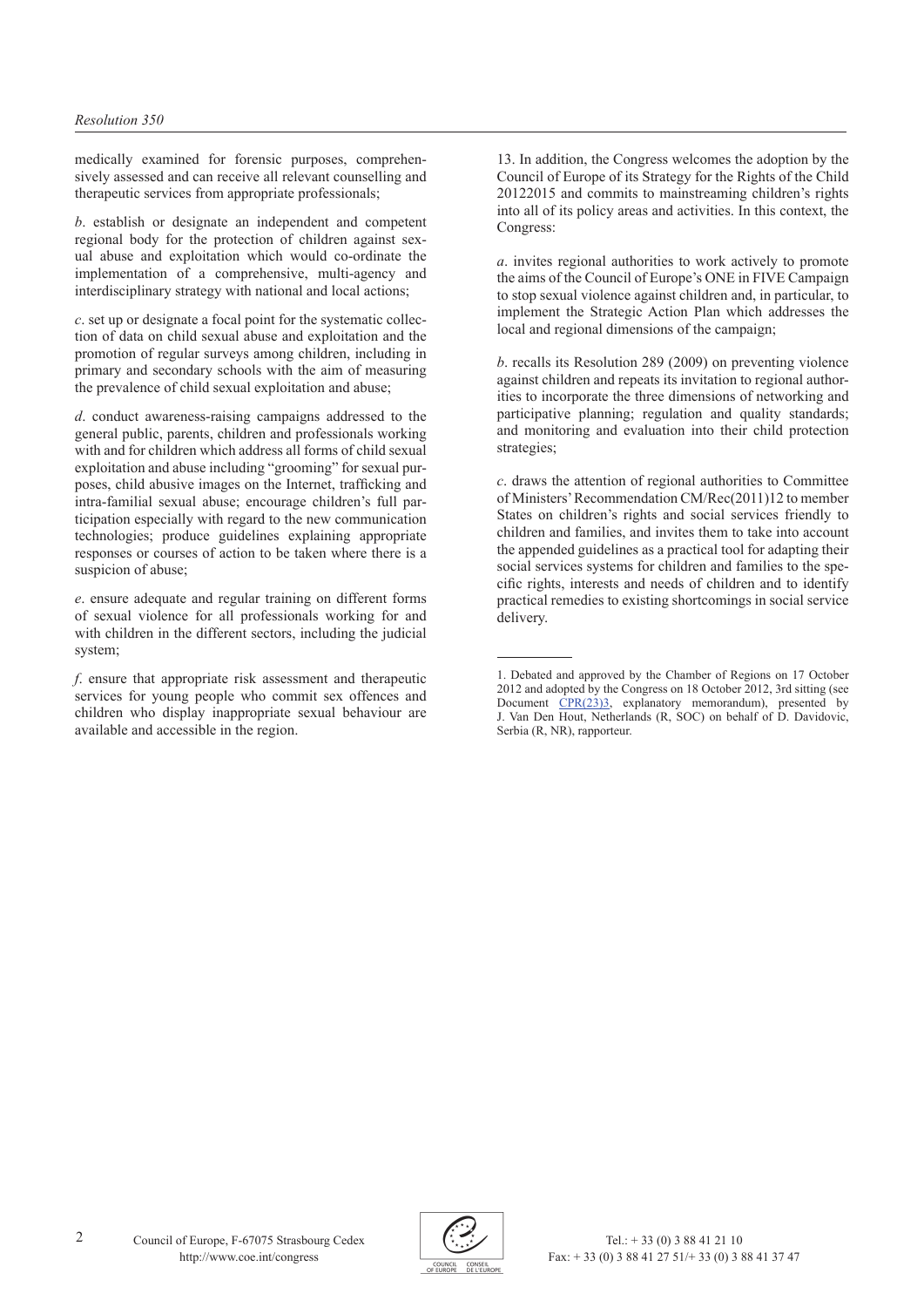medically examined for forensic purposes, comprehensively assessed and can receive all relevant counselling and therapeutic services from appropriate professionals;

*b*. establish or designate an independent and competent regional body for the protection of children against sexual abuse and exploitation which would co-ordinate the implementation of a comprehensive, multi-agency and interdisciplinary strategy with national and local actions;

*c*. set up or designate a focal point for the systematic collection of data on child sexual abuse and exploitation and the promotion of regular surveys among children, including in primary and secondary schools with the aim of measuring the prevalence of child sexual exploitation and abuse;

*d*. conduct awareness-raising campaigns addressed to the general public, parents, children and professionals working with and for children which address all forms of child sexual exploitation and abuse including "grooming" for sexual purposes, child abusive images on the Internet, trafficking and intra-familial sexual abuse; encourage children's full participation especially with regard to the new communication technologies; produce guidelines explaining appropriate responses or courses of action to be taken where there is a suspicion of abuse;

*e*. ensure adequate and regular training on different forms of sexual violence for all professionals working for and with children in the different sectors, including the judicial system;

*f*. ensure that appropriate risk assessment and therapeutic services for young people who commit sex offences and children who display inappropriate sexual behaviour are available and accessible in the region.

13. In addition, the Congress welcomes the adoption by the Council of Europe of its Strategy for the Rights of the Child 20122015 and commits to mainstreaming children's rights into all of its policy areas and activities. In this context, the Congress:

*a*. invites regional authorities to work actively to promote the aims of the Council of Europe's ONE in FIVE Campaign to stop sexual violence against children and, in particular, to implement the Strategic Action Plan which addresses the local and regional dimensions of the campaign;

*b*. recalls its Resolution 289 (2009) on preventing violence against children and repeats its invitation to regional authorities to incorporate the three dimensions of networking and participative planning; regulation and quality standards; and monitoring and evaluation into their child protection strategies;

*c*. draws the attention of regional authorities to Committee of Ministers' Recommendation CM/Rec(2011)12 to member States on children's rights and social services friendly to children and families, and invites them to take into account the appended guidelines as a practical tool for adapting their social services systems for children and families to the specific rights, interests and needs of children and to identify practical remedies to existing shortcomings in social service delivery.

---

1. Debated and approved by the Chamber of Regions on 17 October 2012 and adopted by the Congress on 18 October 2012, 3rd sitting (see Document CPR(23)3, explanatory memorandum), presented by J. Van Den Hout, Netherlands (R, SOC) on behalf of D. Davidovic, Serbia (R, NR), rapporteur.